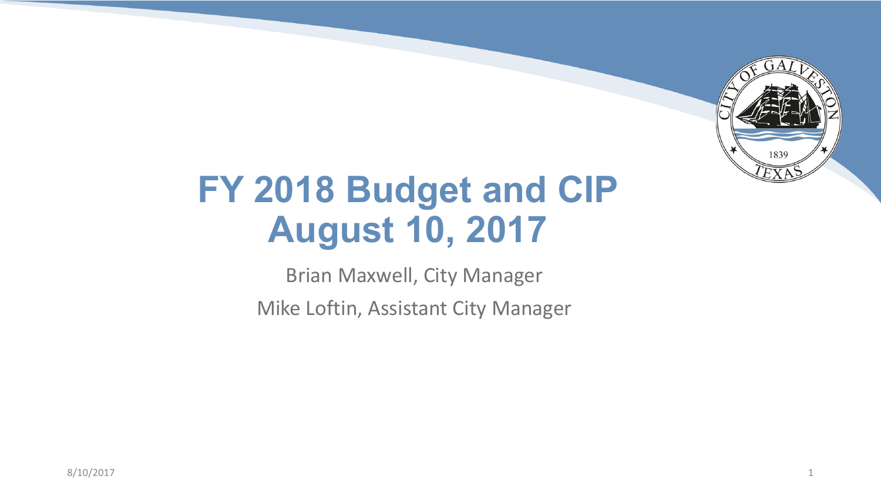# FY 2018 Budget and CIP
# August 10, 2017

Brian Maxwell, City Manager

Mike Loftin, Assistant City Manager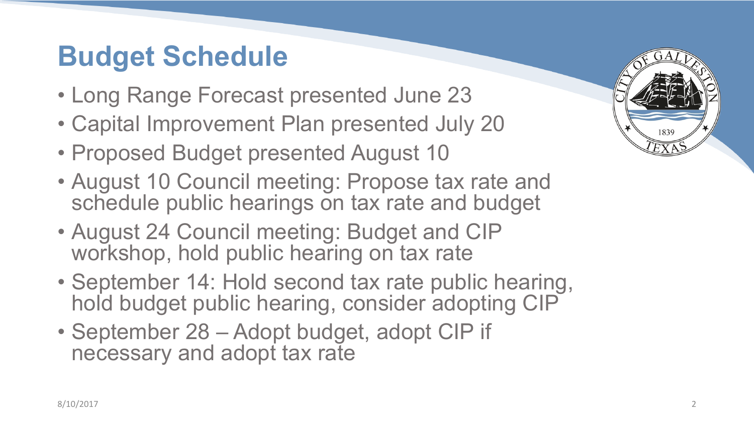# Budget Schedule

- Long Range Forecast presented June 23
- Capital Improvement Plan presented July 20
- Proposed Budget presented August 10
- August 10 Council meeting: Propose tax rate and schedule public hearings on tax rate and budget
- August 24 Council meeting: Budget and CIP workshop, hold public hearing on tax rate
- September 14: Hold second tax rate public hearing, hold budget public hearing, consider adopting CIP
- September 28 – Adopt budget, adopt CIP if necessary and adopt tax rate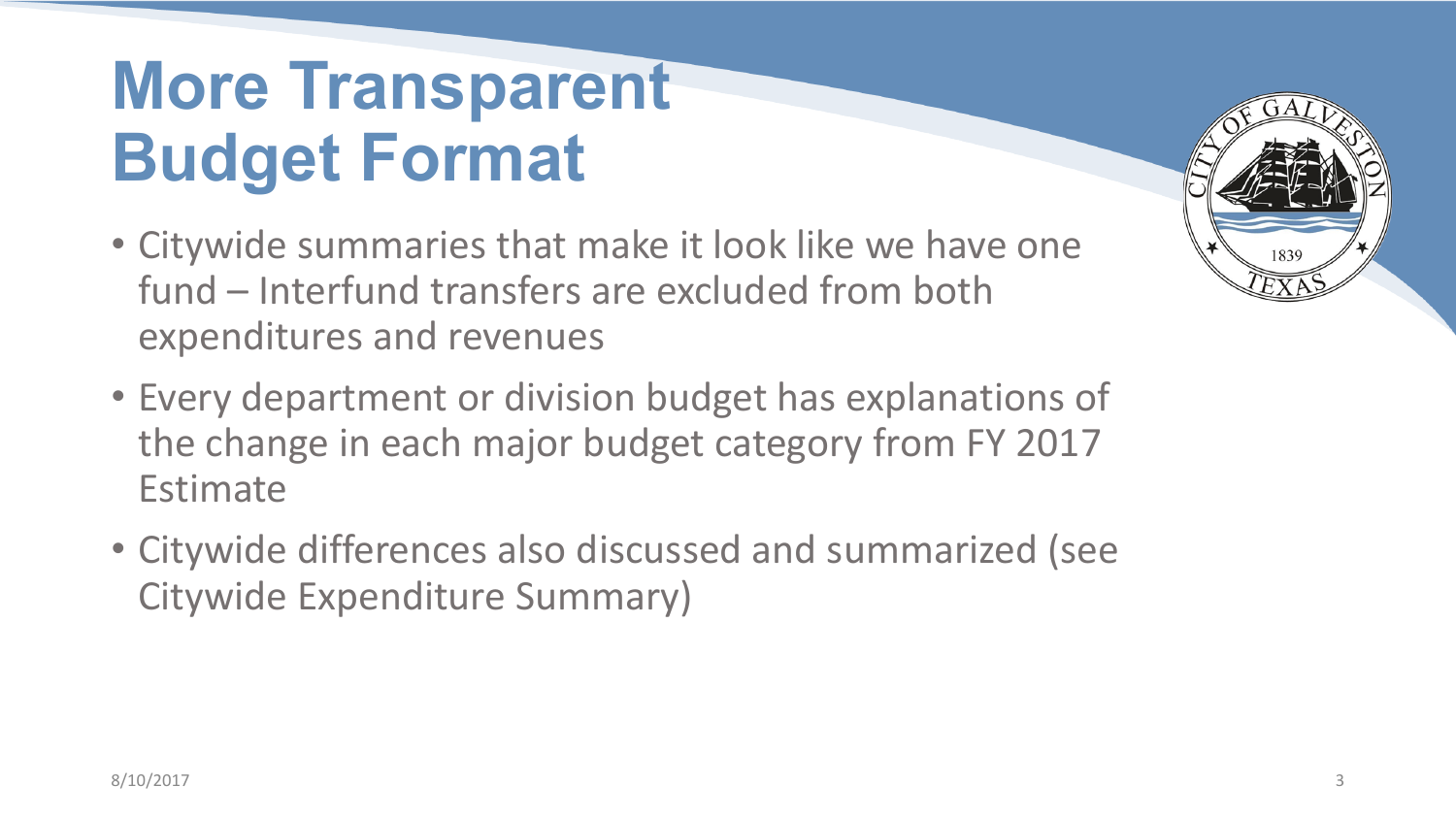# More Transparent Budget Format

- Citywide summaries that make it look like we have one fund – Interfund transfers are excluded from both expenditures and revenues
- Every department or division budget has explanations of the change in each major budget category from FY 2017 Estimate
- Citywide differences also discussed and summarized (see Citywide Expenditure Summary)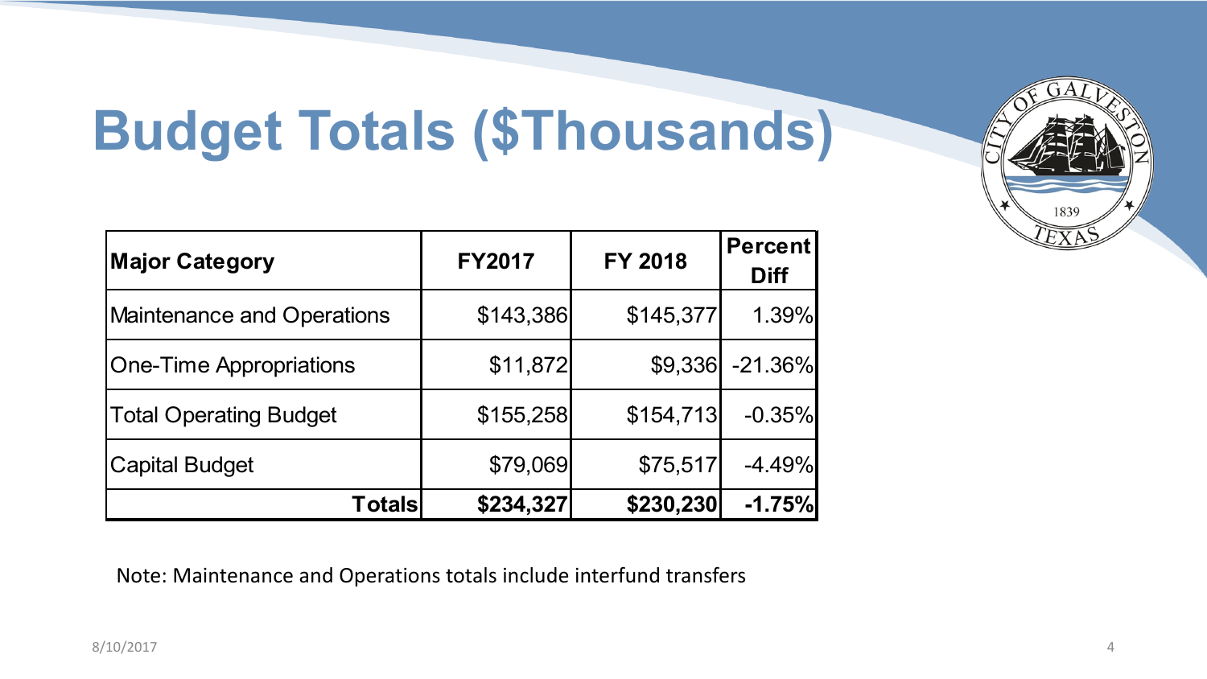# Budget Totals ($Thousands)

| Major Category | FY2017 | FY 2018 | Percent Diff |
|---|---|---|---|
| Maintenance and Operations | $143,386 | $145,377 | 1.39% |
| One-Time Appropriations | $11,872 | $9,336 | -21.36% |
| Total Operating Budget | $155,258 | $154,713 | -0.35% |
| Capital Budget | $79,069 | $75,517 | -4.49% |
| **Totals** | **$234,327** | **$230,230** | **-1.75%** |

Note: Maintenance and Operations totals include interfund transfers

8/10/2017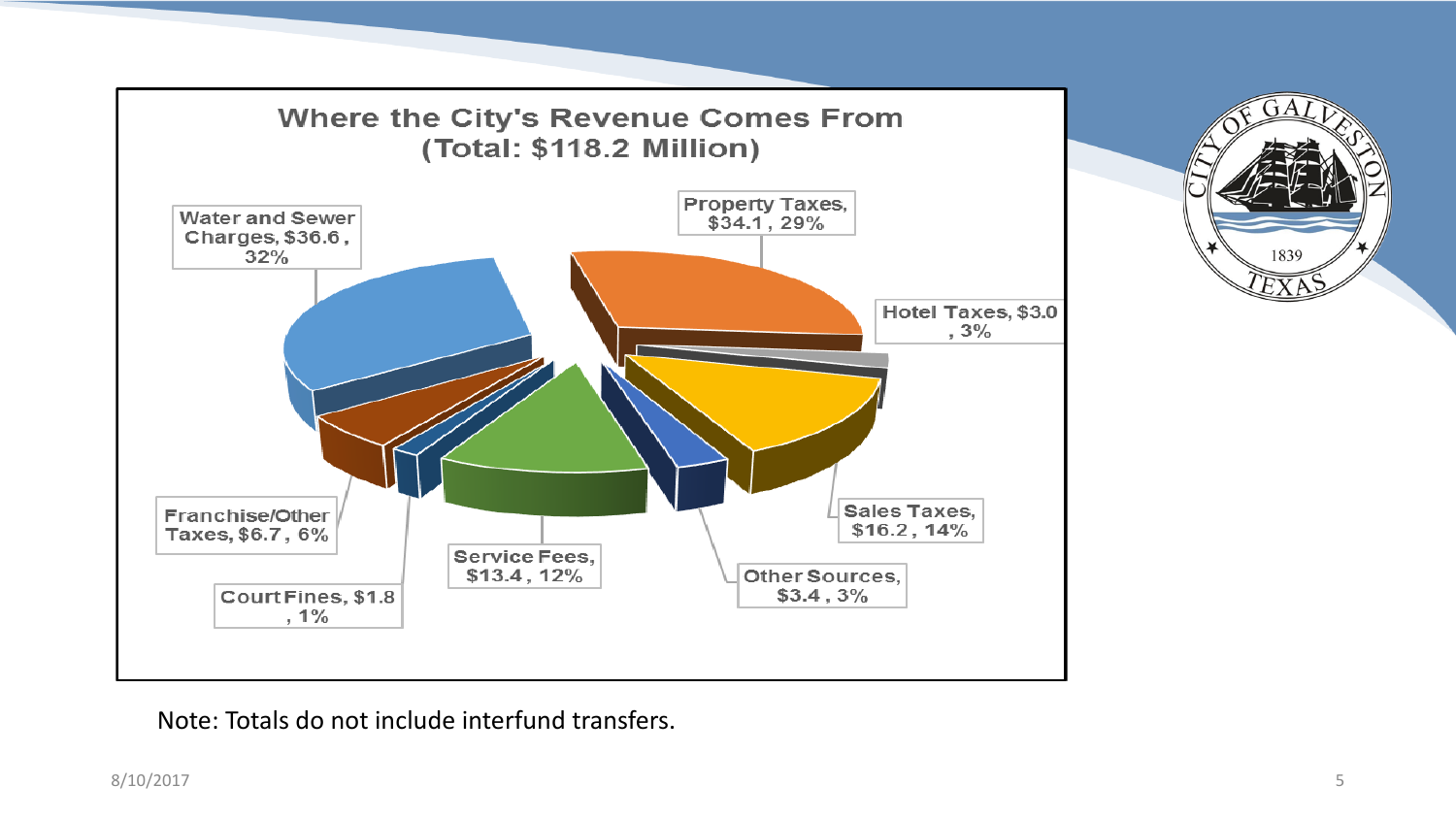## Where the City's Revenue Comes From
### (Total: $118.2 Million)

Water and Sewer Charges, $36.6 , 32%

Property Taxes, $34.1 , 29%

Hotel Taxes, $3.0 , 3%

Sales Taxes, $16.2 , 14%

Other Sources, $3.4 , 3%

Service Fees, $13.4 , 12%

Court Fines, $1.8 , 1%

Franchise/Other Taxes, $6.7 , 6%

Note: Totals do not include interfund transfers.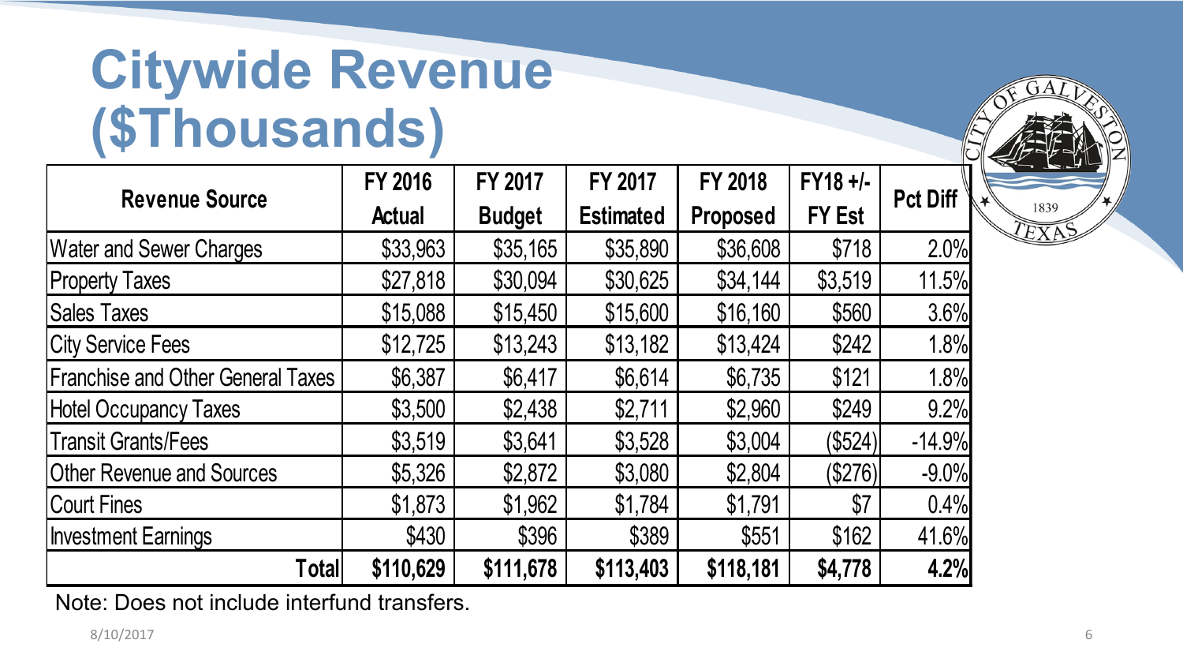# Citywide Revenue ($Thousands)

| Revenue Source | FY 2016 Actual | FY 2017 Budget | FY 2017 Estimated | FY 2018 Proposed | FY18 +/- FY Est | Pct Diff |
|---|---|---|---|---|---|---|
| Water and Sewer Charges | $33,963 | $35,165 | $35,890 | $36,608 | $718 | 2.0% |
| Property Taxes | $27,818 | $30,094 | $30,625 | $34,144 | $3,519 | 11.5% |
| Sales Taxes | $15,088 | $15,450 | $15,600 | $16,160 | $560 | 3.6% |
| City Service Fees | $12,725 | $13,243 | $13,182 | $13,424 | $242 | 1.8% |
| Franchise and Other General Taxes | $6,387 | $6,417 | $6,614 | $6,735 | $121 | 1.8% |
| Hotel Occupancy Taxes | $3,500 | $2,438 | $2,711 | $2,960 | $249 | 9.2% |
| Transit Grants/Fees | $3,519 | $3,641 | $3,528 | $3,004 | ($524) | -14.9% |
| Other Revenue and Sources | $5,326 | $2,872 | $3,080 | $2,804 | ($276) | -9.0% |
| Court Fines | $1,873 | $1,962 | $1,784 | $1,791 | $7 | 0.4% |
| Investment Earnings | $430 | $396 | $389 | $551 | $162 | 41.6% |
| **Total** | **$110,629** | **$111,678** | **$113,403** | **$118,181** | **$4,778** | **4.2%** |

Note: Does not include interfund transfers.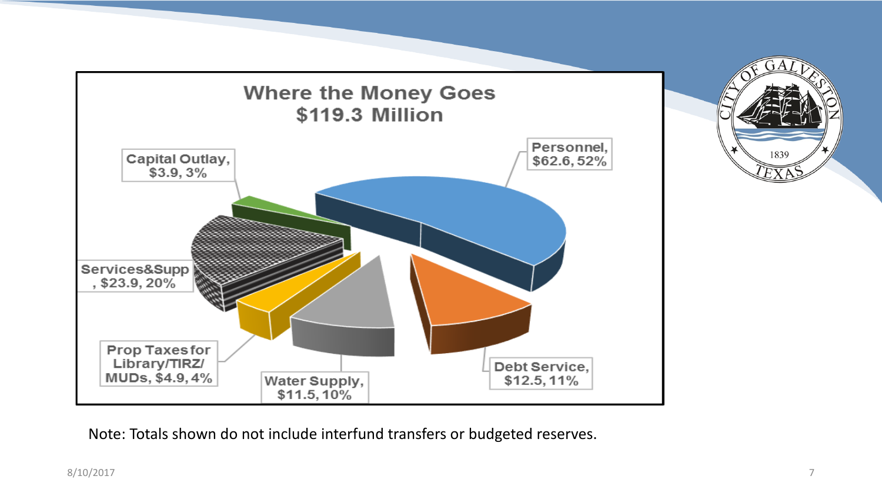## Where the Money Goes
## $119.3 Million

- Personnel, $62.6, 52%
- Debt Service, $12.5, 11%
- Water Supply, $11.5, 10%
- Prop Taxes for Library/TIRZ/ MUDs, $4.9, 4%
- Services&Supp, $23.9, 20%
- Capital Outlay, $3.9, 3%

Note: Totals shown do not include interfund transfers or budgeted reserves.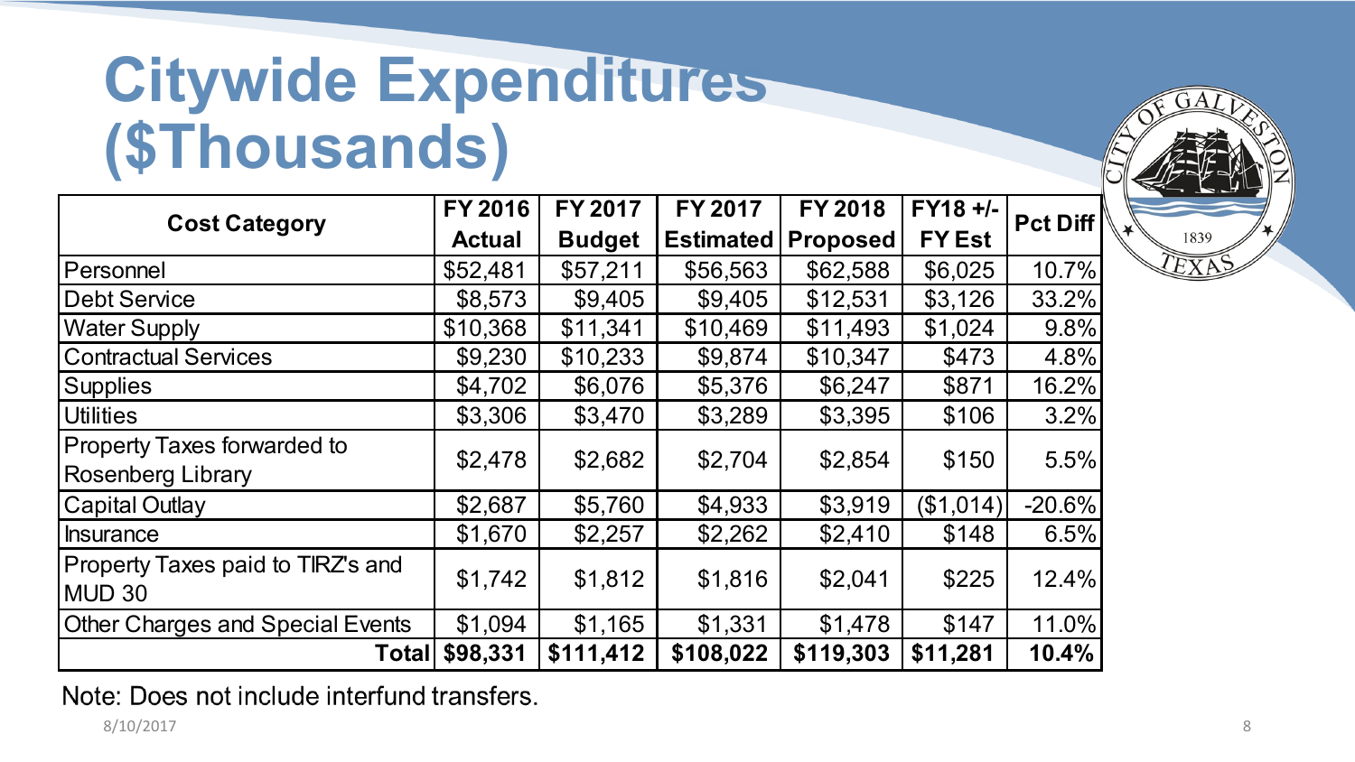# Citywide Expenditures ($Thousands)

| Cost Category | FY 2016 Actual | FY 2017 Budget | FY 2017 Estimated | FY 2018 Proposed | FY18 +/- FY Est | Pct Diff |
|---|---|---|---|---|---|---|
| Personnel | $52,481 | $57,211 | $56,563 | $62,588 | $6,025 | 10.7% |
| Debt Service | $8,573 | $9,405 | $9,405 | $12,531 | $3,126 | 33.2% |
| Water Supply | $10,368 | $11,341 | $10,469 | $11,493 | $1,024 | 9.8% |
| Contractual Services | $9,230 | $10,233 | $9,874 | $10,347 | $473 | 4.8% |
| Supplies | $4,702 | $6,076 | $5,376 | $6,247 | $871 | 16.2% |
| Utilities | $3,306 | $3,470 | $3,289 | $3,395 | $106 | 3.2% |
| Property Taxes forwarded to Rosenberg Library | $2,478 | $2,682 | $2,704 | $2,854 | $150 | 5.5% |
| Capital Outlay | $2,687 | $5,760 | $4,933 | $3,919 | ($1,014) | -20.6% |
| Insurance | $1,670 | $2,257 | $2,262 | $2,410 | $148 | 6.5% |
| Property Taxes paid to TIRZ's and MUD 30 | $1,742 | $1,812 | $1,816 | $2,041 | $225 | 12.4% |
| Other Charges and Special Events | $1,094 | $1,165 | $1,331 | $1,478 | $147 | 11.0% |
| **Total** | **$98,331** | **$111,412** | **$108,022** | **$119,303** | **$11,281** | **10.4%** |

Note: Does not include interfund transfers.

8/10/2017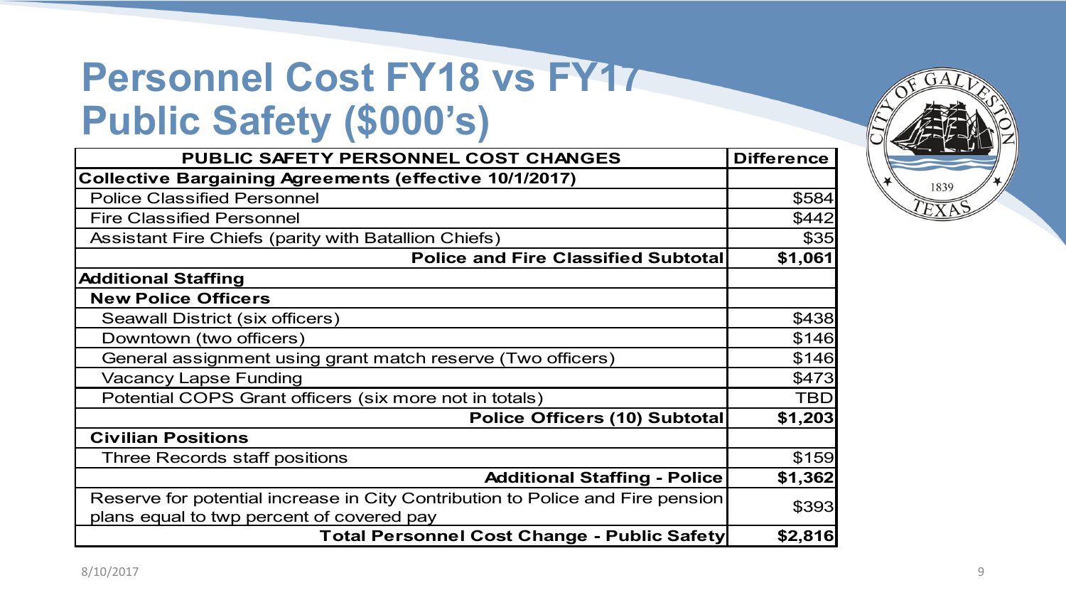# Personnel Cost FY18 vs FY17 Public Safety ($000's)

| PUBLIC SAFETY PERSONNEL COST CHANGES | Difference |
|---|---|
| **Collective Bargaining Agreements (effective 10/1/2017)** | |
| Police Classified Personnel | $584 |
| Fire Classified Personnel | $442 |
| Assistant Fire Chiefs (parity with Batallion Chiefs) | $35 |
| **Police and Fire Classified Subtotal** | **$1,061** |
| **Additional Staffing** | |
| **New Police Officers** | |
| Seawall District (six officers) | $438 |
| Downtown (two officers) | $146 |
| General assignment using grant match reserve (Two officers) | $146 |
| Vacancy Lapse Funding | $473 |
| Potential COPS Grant officers (six more not in totals) | TBD |
| **Police Officers (10) Subtotal** | **$1,203** |
| **Civilian Positions** | |
| Three Records staff positions | $159 |
| **Additional Staffing - Police** | **$1,362** |
| Reserve for potential increase in City Contribution to Police and Fire pension plans equal to twp percent of covered pay | $393 |
| **Total Personnel Cost Change - Public Safety** | **$2,816** |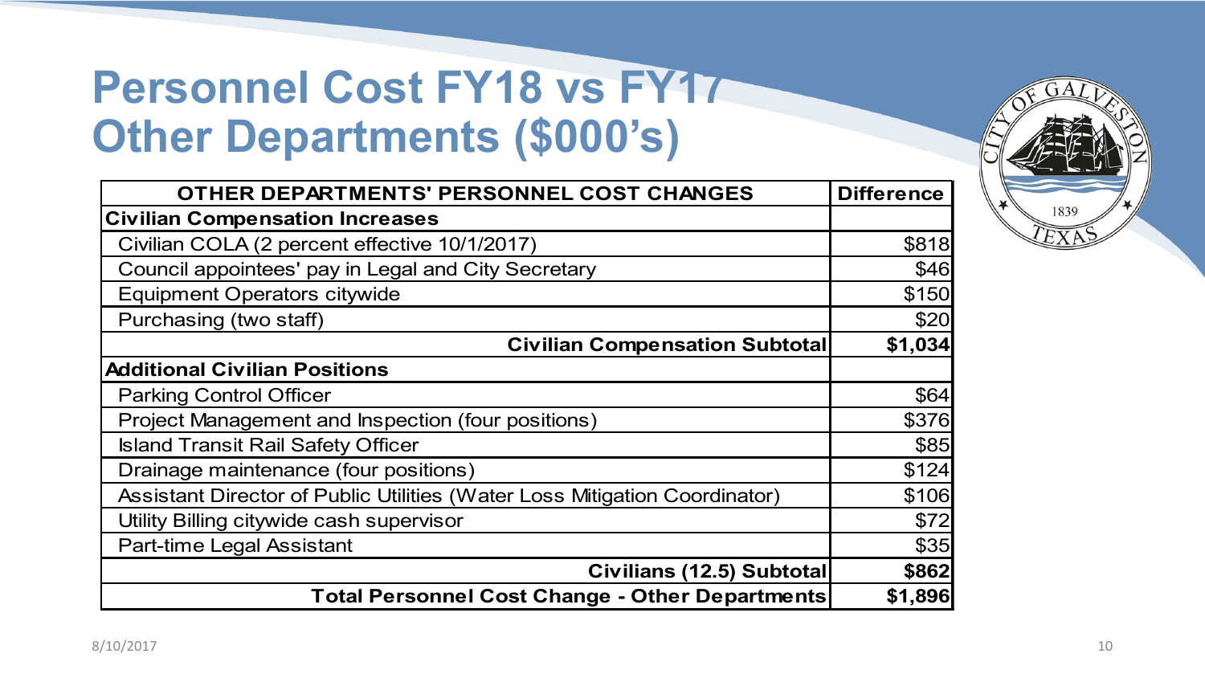# Personnel Cost FY18 vs FY17 Other Departments ($000's)

| OTHER DEPARTMENTS' PERSONNEL COST CHANGES | Difference |
|---|---|
| **Civilian Compensation Increases** | |
| Civilian COLA (2 percent effective 10/1/2017) | $818 |
| Council appointees' pay in Legal and City Secretary | $46 |
| Equipment Operators citywide | $150 |
| Purchasing (two staff) | $20 |
| **Civilian Compensation Subtotal** | **$1,034** |
| **Additional Civilian Positions** | |
| Parking Control Officer | $64 |
| Project Management and Inspection (four positions) | $376 |
| Island Transit Rail Safety Officer | $85 |
| Drainage maintenance (four positions) | $124 |
| Assistant Director of Public Utilities (Water Loss Mitigation Coordinator) | $106 |
| Utility Billing citywide cash supervisor | $72 |
| Part-time Legal Assistant | $35 |
| **Civilians (12.5) Subtotal** | **$862** |
| **Total Personnel Cost Change - Other Departments** | **$1,896** |

8/10/2017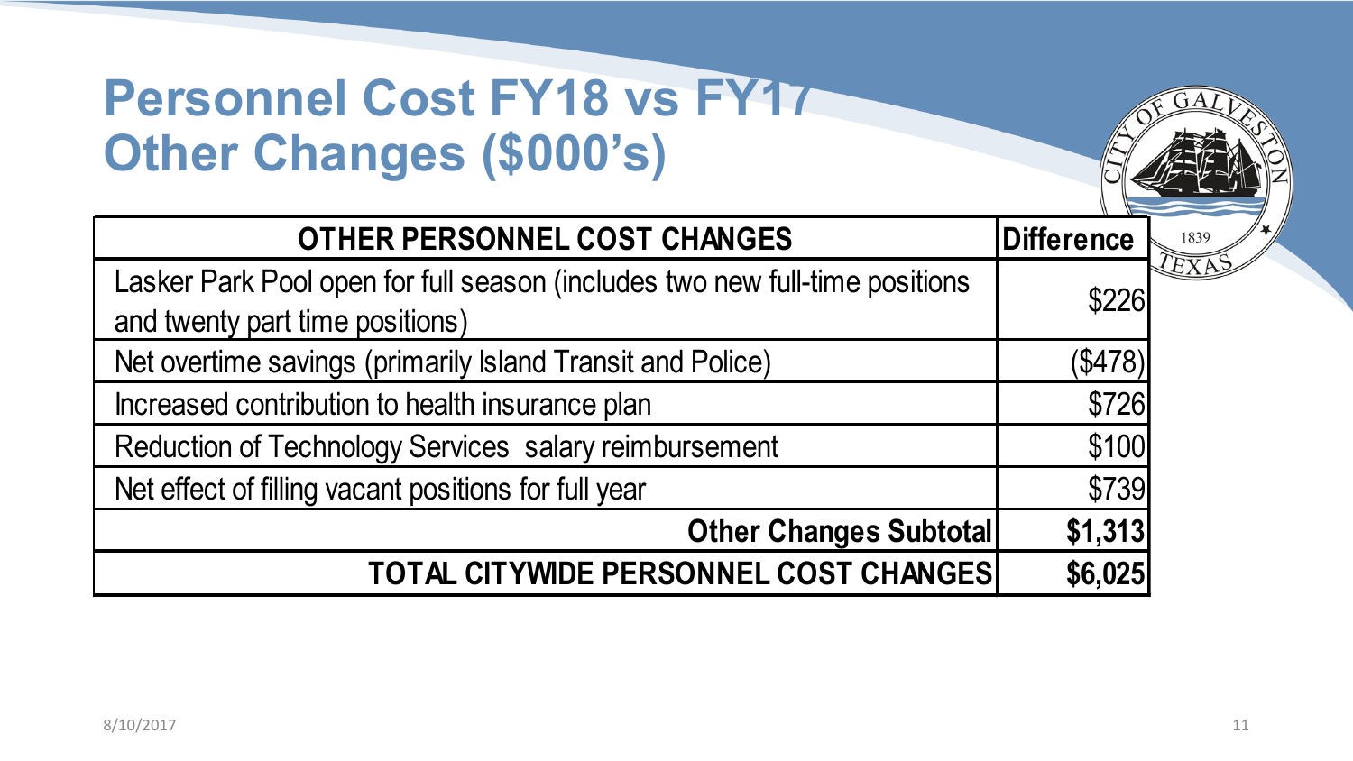# Personnel Cost FY18 vs FY17 Other Changes ($000's)

| OTHER PERSONNEL COST CHANGES | Difference |
| --- | --- |
| Lasker Park Pool open for full season (includes two new full-time positions and twenty part time positions) | $226 |
| Net overtime savings (primarily Island Transit and Police) | ($478) |
| Increased contribution to health insurance plan | $726 |
| Reduction of Technology Services salary reimbursement | $100 |
| Net effect of filling vacant positions for full year | $739 |
| **Other Changes Subtotal** | **$1,313** |
| **TOTAL CITYWIDE PERSONNEL COST CHANGES** | **$6,025** |

8/10/2017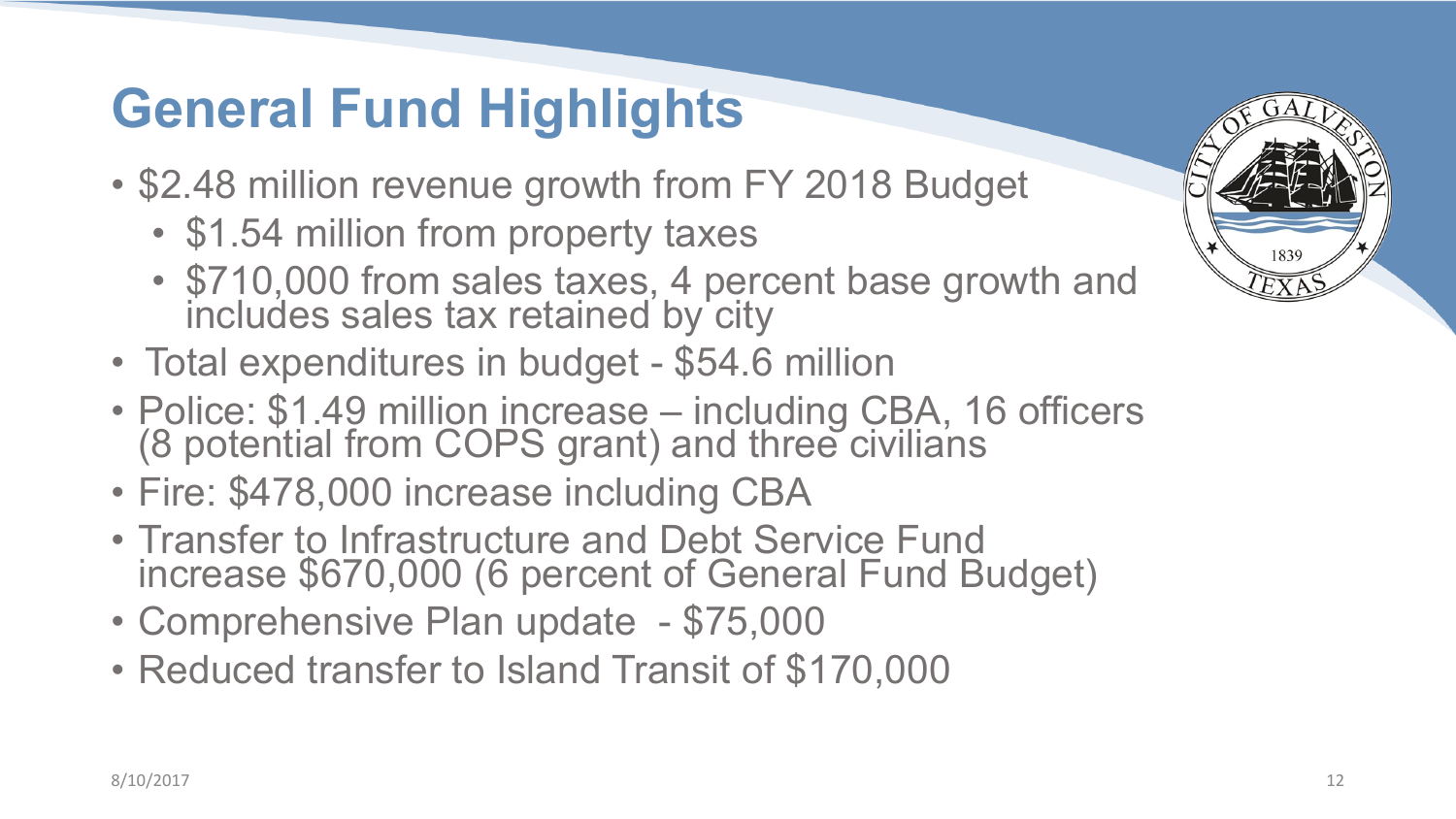# General Fund Highlights

- $2.48 million revenue growth from FY 2018 Budget
  - $1.54 million from property taxes
  - $710,000 from sales taxes, 4 percent base growth and includes sales tax retained by city
- Total expenditures in budget - $54.6 million
- Police: $1.49 million increase – including CBA, 16 officers (8 potential from COPS grant) and three civilians
- Fire: $478,000 increase including CBA
- Transfer to Infrastructure and Debt Service Fund increase $670,000 (6 percent of General Fund Budget)
- Comprehensive Plan update - $75,000
- Reduced transfer to Island Transit of $170,000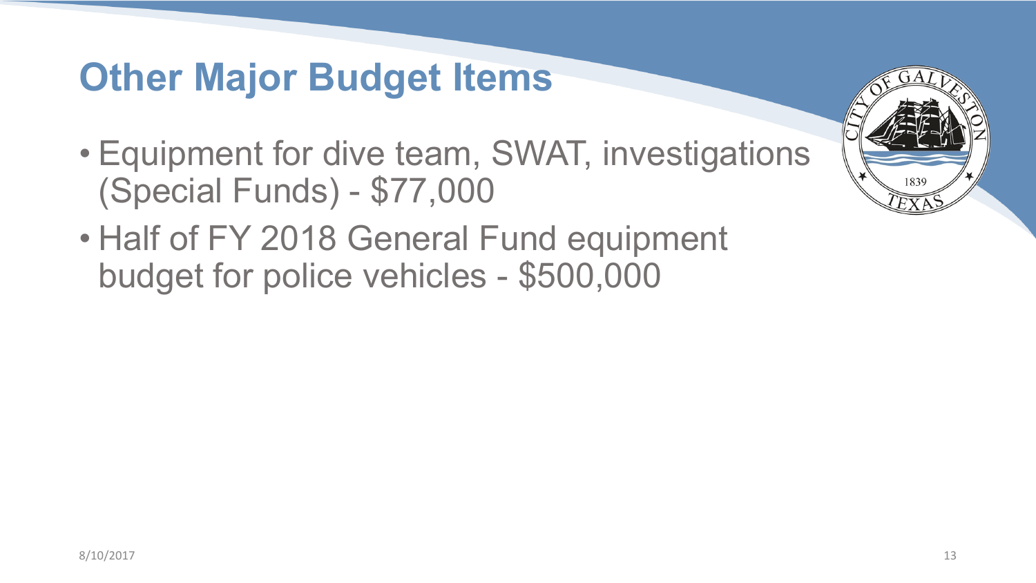# Other Major Budget Items

- Equipment for dive team, SWAT, investigations (Special Funds) - $77,000
- Half of FY 2018 General Fund equipment budget for police vehicles - $500,000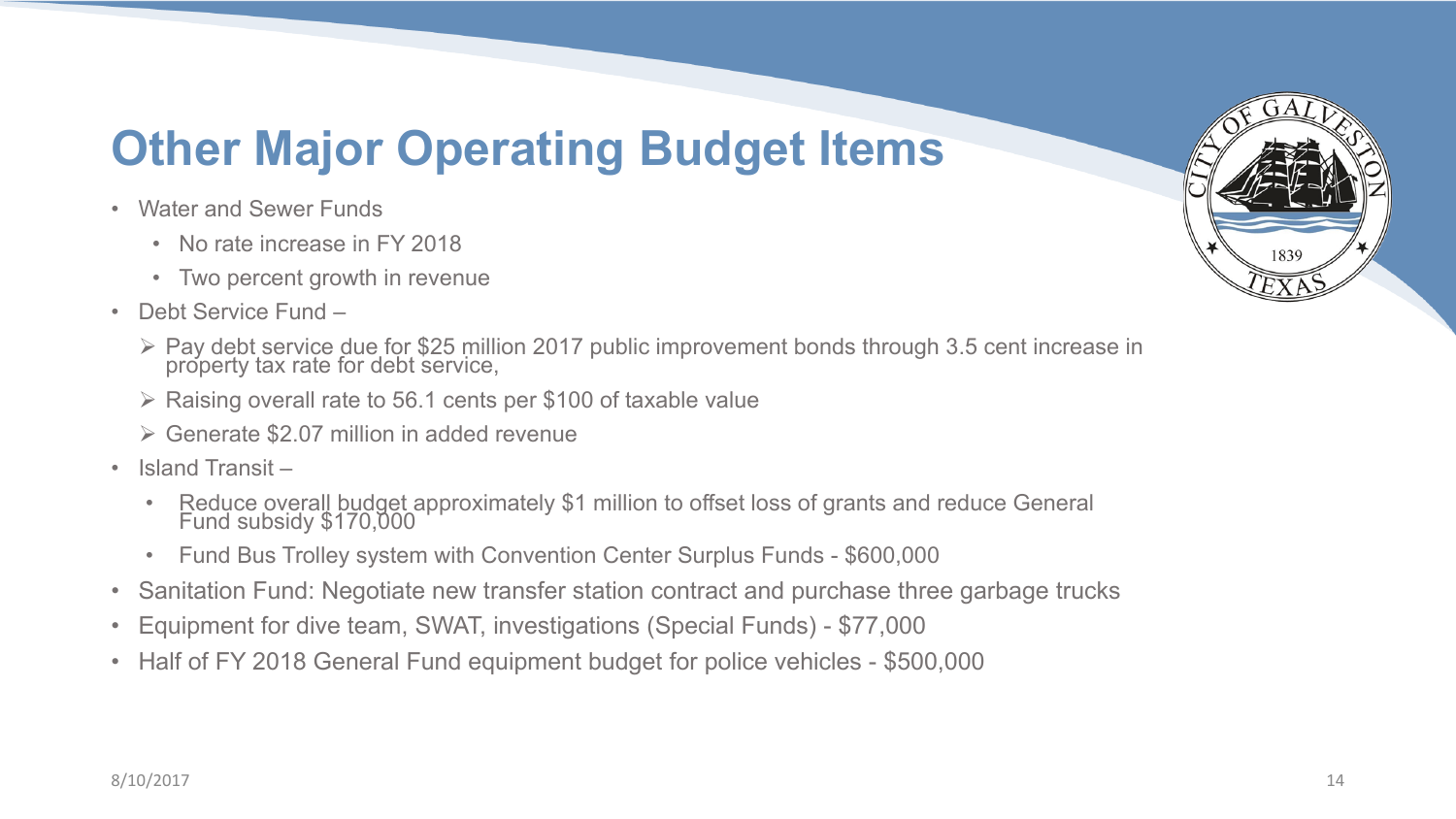# Other Major Operating Budget Items

- Water and Sewer Funds
  - No rate increase in FY 2018
  - Two percent growth in revenue
- Debt Service Fund –
  - Pay debt service due for $25 million 2017 public improvement bonds through 3.5 cent increase in property tax rate for debt service,
  - Raising overall rate to 56.1 cents per $100 of taxable value
  - Generate $2.07 million in added revenue
- Island Transit –
  - Reduce overall budget approximately $1 million to offset loss of grants and reduce General Fund subsidy $170,000
  - Fund Bus Trolley system with Convention Center Surplus Funds - $600,000
- Sanitation Fund: Negotiate new transfer station contract and purchase three garbage trucks
- Equipment for dive team, SWAT, investigations (Special Funds) - $77,000
- Half of FY 2018 General Fund equipment budget for police vehicles - $500,000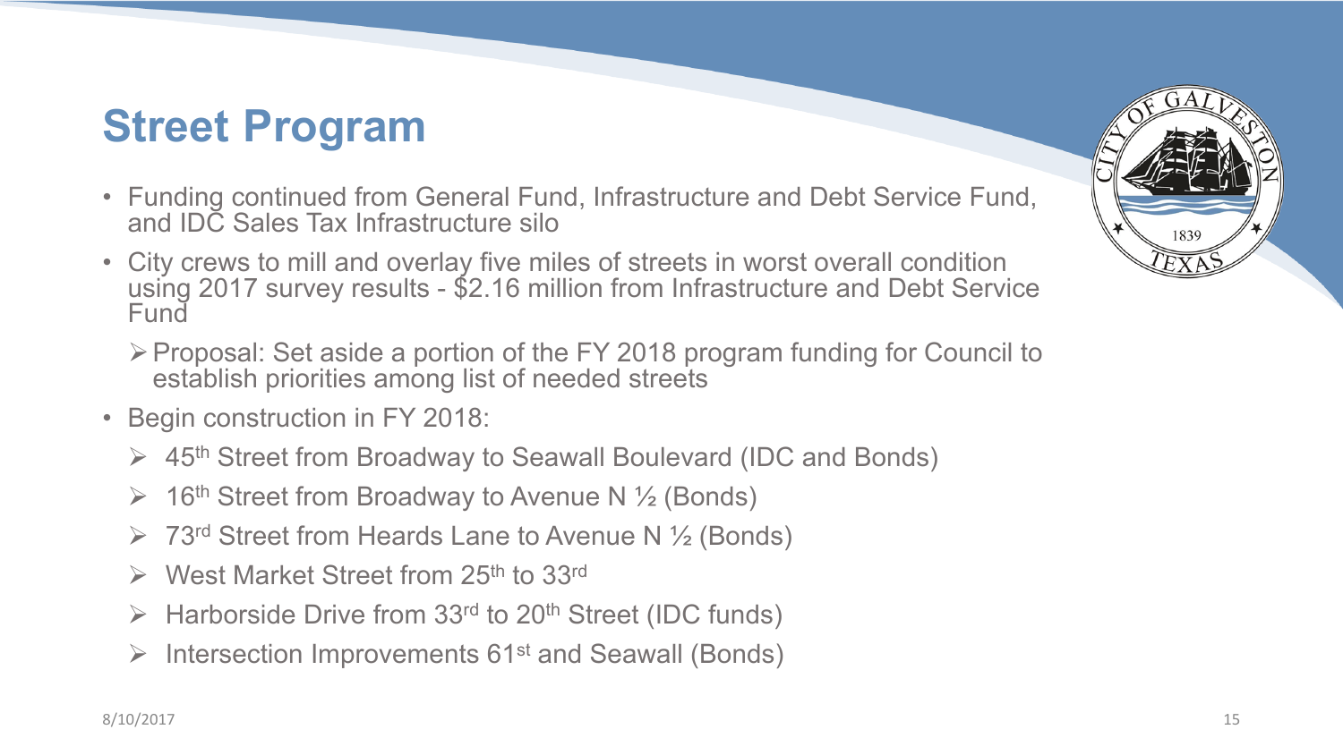# Street Program

- Funding continued from General Fund, Infrastructure and Debt Service Fund, and IDC Sales Tax Infrastructure silo
- City crews to mill and overlay five miles of streets in worst overall condition using 2017 survey results - $2.16 million from Infrastructure and Debt Service Fund
  - Proposal: Set aside a portion of the FY 2018 program funding for Council to establish priorities among list of needed streets
- Begin construction in FY 2018:
  - 45th Street from Broadway to Seawall Boulevard (IDC and Bonds)
  - 16th Street from Broadway to Avenue N ½ (Bonds)
  - 73rd Street from Heards Lane to Avenue N ½ (Bonds)
  - West Market Street from 25th to 33rd
  - Harborside Drive from 33rd to 20th Street (IDC funds)
  - Intersection Improvements 61st and Seawall (Bonds)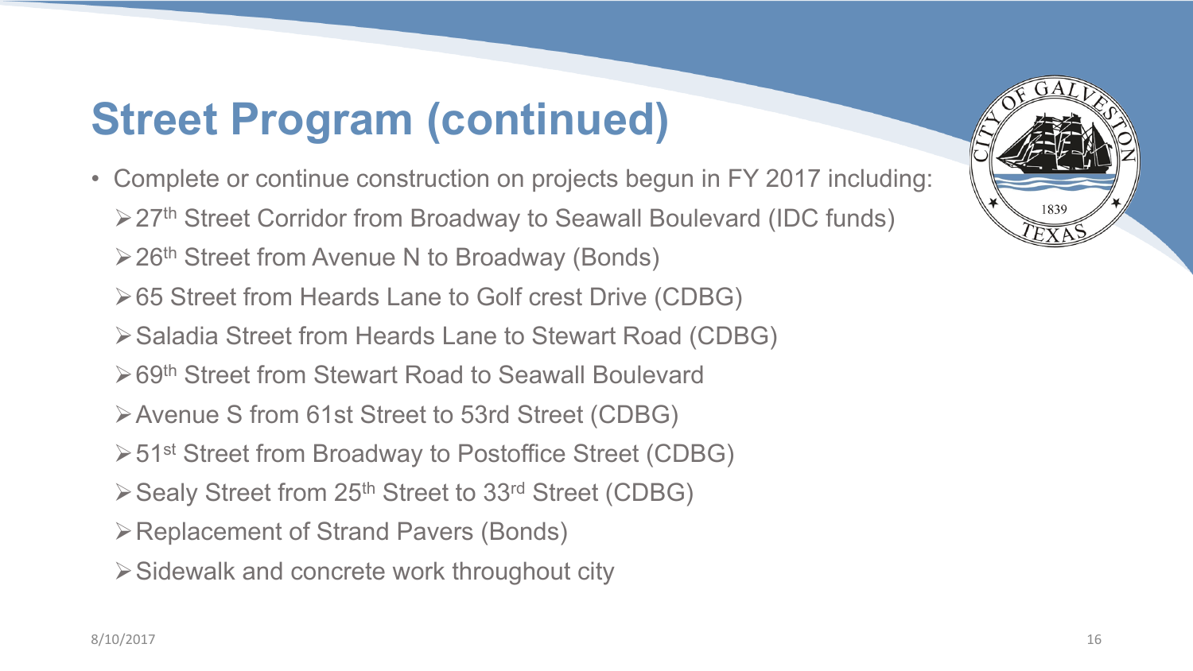# Street Program (continued)

- Complete or continue construction on projects begun in FY 2017 including:
  - 27th Street Corridor from Broadway to Seawall Boulevard (IDC funds)
  - 26th Street from Avenue N to Broadway (Bonds)
  - 65 Street from Heards Lane to Golf crest Drive (CDBG)
  - Saladia Street from Heards Lane to Stewart Road (CDBG)
  - 69th Street from Stewart Road to Seawall Boulevard
  - Avenue S from 61st Street to 53rd Street (CDBG)
  - 51st Street from Broadway to Postoffice Street (CDBG)
  - Sealy Street from 25th Street to 33rd Street (CDBG)
  - Replacement of Strand Pavers (Bonds)
  - Sidewalk and concrete work throughout city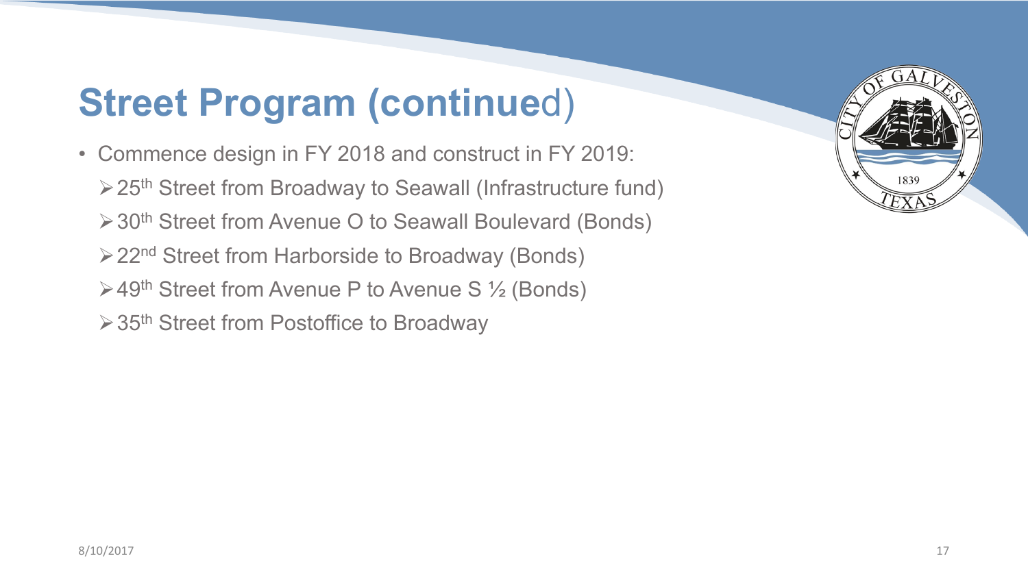# Street Program (continued)

- Commence design in FY 2018 and construct in FY 2019:
  - 25th Street from Broadway to Seawall (Infrastructure fund)
  - 30th Street from Avenue O to Seawall Boulevard (Bonds)
  - 22nd Street from Harborside to Broadway (Bonds)
  - 49th Street from Avenue P to Avenue S ½ (Bonds)
  - 35th Street from Postoffice to Broadway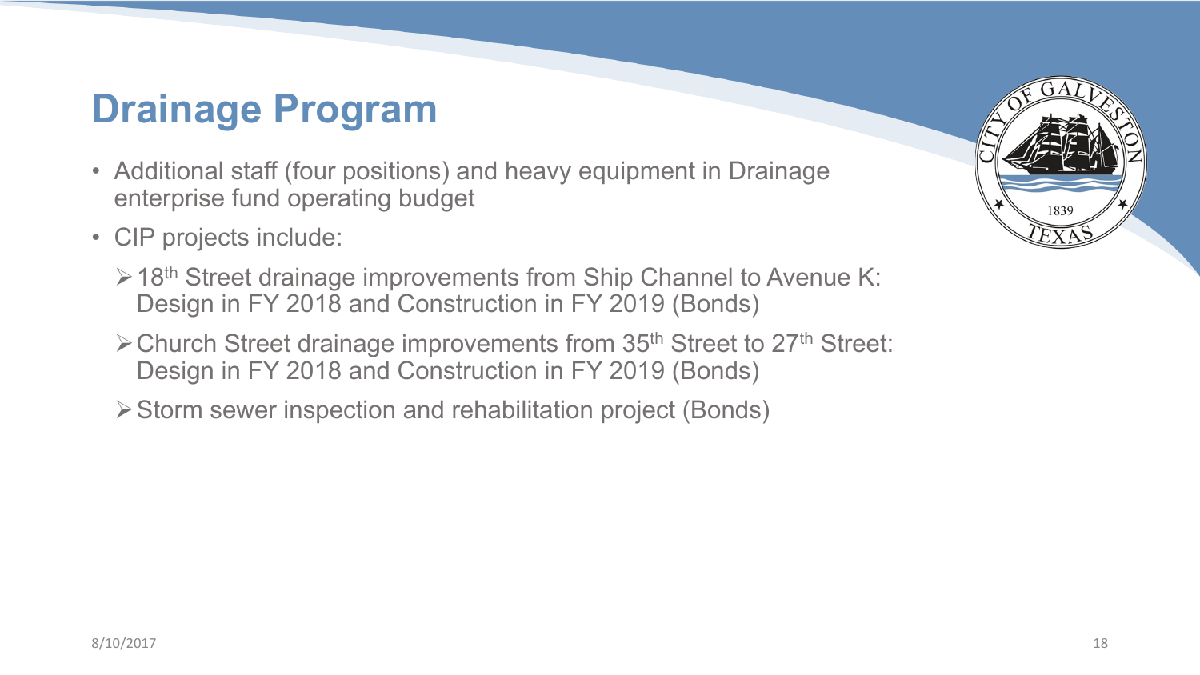# Drainage Program

- Additional staff (four positions) and heavy equipment in Drainage enterprise fund operating budget
- CIP projects include:
  - 18th Street drainage improvements from Ship Channel to Avenue K: Design in FY 2018 and Construction in FY 2019 (Bonds)
  - Church Street drainage improvements from 35th Street to 27th Street: Design in FY 2018 and Construction in FY 2019 (Bonds)
  - Storm sewer inspection and rehabilitation project (Bonds)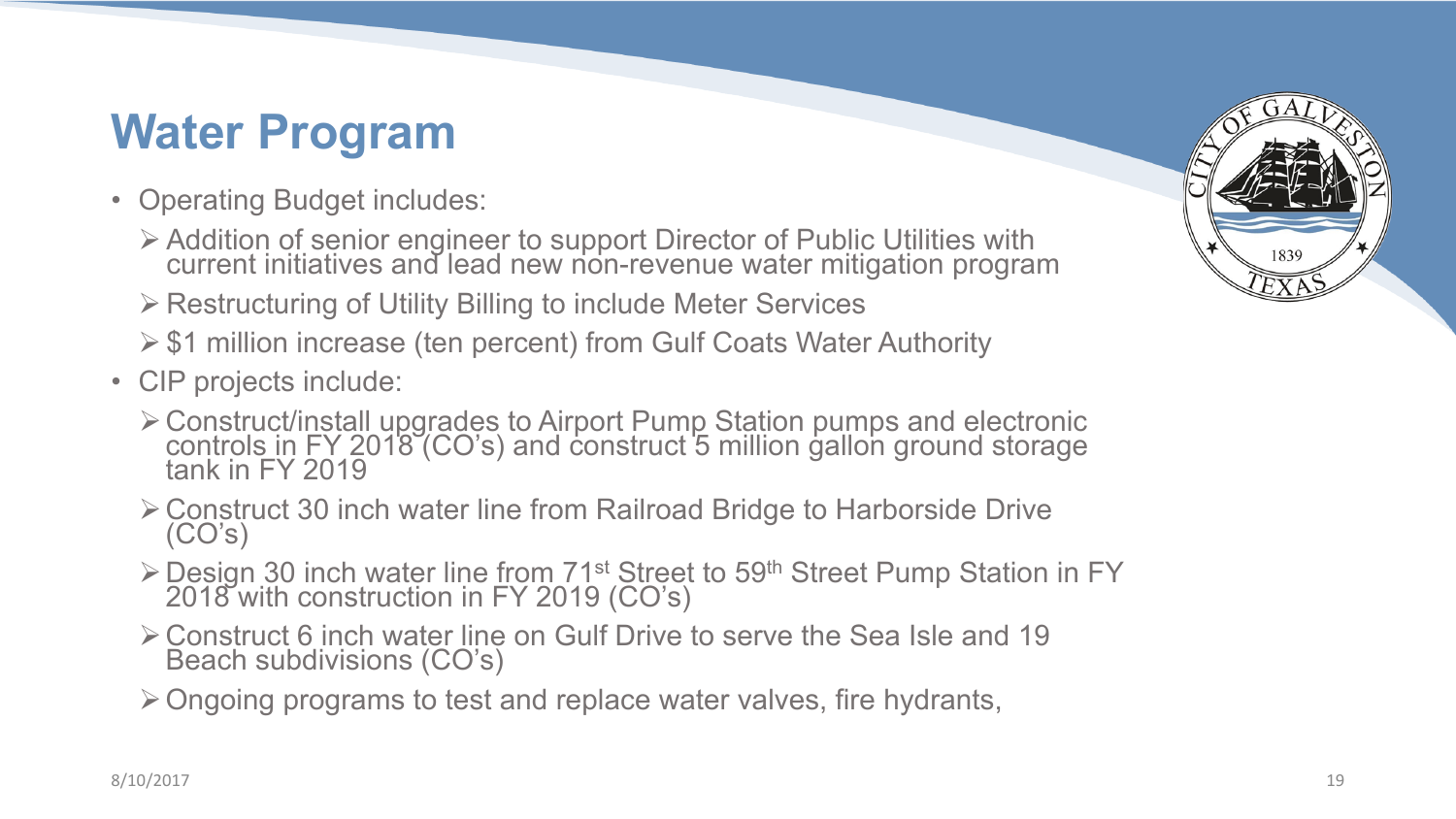# Water Program

- Operating Budget includes:
  - Addition of senior engineer to support Director of Public Utilities with current initiatives and lead new non-revenue water mitigation program
  - Restructuring of Utility Billing to include Meter Services
  - $1 million increase (ten percent) from Gulf Coats Water Authority
- CIP projects include:
  - Construct/install upgrades to Airport Pump Station pumps and electronic controls in FY 2018 (CO's) and construct 5 million gallon ground storage tank in FY 2019
  - Construct 30 inch water line from Railroad Bridge to Harborside Drive (CO's)
  - Design 30 inch water line from 71st Street to 59th Street Pump Station in FY 2018 with construction in FY 2019 (CO's)
  - Construct 6 inch water line on Gulf Drive to serve the Sea Isle and 19 Beach subdivisions (CO's)
  - Ongoing programs to test and replace water valves, fire hydrants,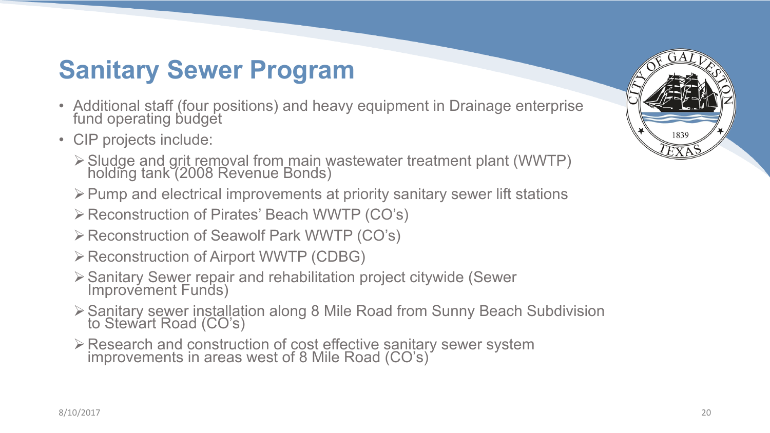# Sanitary Sewer Program

- Additional staff (four positions) and heavy equipment in Drainage enterprise fund operating budget
- CIP projects include:
  - Sludge and grit removal from main wastewater treatment plant (WWTP) holding tank (2008 Revenue Bonds)
  - Pump and electrical improvements at priority sanitary sewer lift stations
  - Reconstruction of Pirates' Beach WWTP (CO's)
  - Reconstruction of Seawolf Park WWTP (CO's)
  - Reconstruction of Airport WWTP (CDBG)
  - Sanitary Sewer repair and rehabilitation project citywide (Sewer Improvement Funds)
  - Sanitary sewer installation along 8 Mile Road from Sunny Beach Subdivision to Stewart Road (CO's)
  - Research and construction of cost effective sanitary sewer system improvements in areas west of 8 Mile Road (CO's)